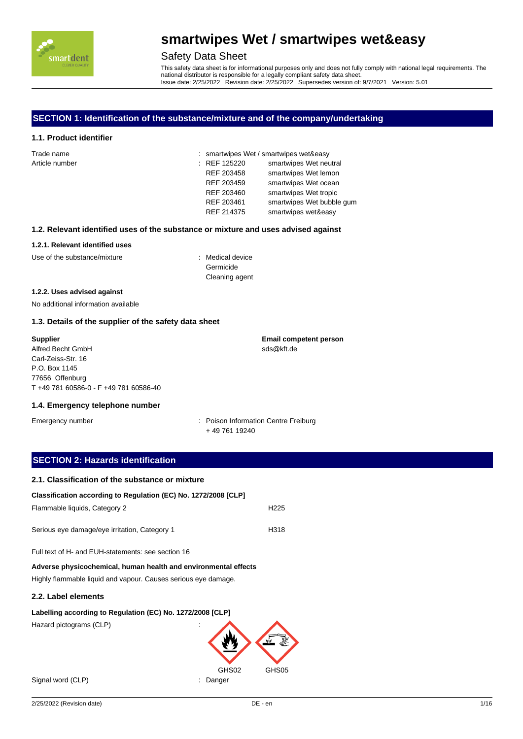# smartwipes Wet / smartwipes wet&easy

## Safety Data Sheet

This safety data sheet is for informational purposes only and does not fully comply with national legal requirements. The national distributor is responsible for a legally compliant safety data sheet.
Issue date: 2/25/2022 Revision date: 2/25/2022 Supersedes version of: 9/7/2021 Version: 5.01

## SECTION 1: Identification of the substance/mixture and of the company/undertaking

### 1.1. Product identifier

| | | | |
|---|---|---|---|
| Trade name | : | smartwipes Wet / smartwipes wet&easy | |
| Article number | : | REF 125220 | smartwipes Wet neutral |
| | | REF 203458 | smartwipes Wet lemon |
| | | REF 203459 | smartwipes Wet ocean |
| | | REF 203460 | smartwipes Wet tropic |
| | | REF 203461 | smartwipes Wet bubble gum |
| | | REF 214375 | smartwipes wet&easy |

### 1.2. Relevant identified uses of the substance or mixture and uses advised against

#### 1.2.1. Relevant identified uses

Use of the substance/mixture : Medical device
Germicide
Cleaning agent

#### 1.2.2. Uses advised against

No additional information available

### 1.3. Details of the supplier of the safety data sheet

**Supplier**
Alfred Becht GmbH
Carl-Zeiss-Str. 16
P.O. Box 1145
77656 Offenburg
T +49 781 60586-0 - F +49 781 60586-40

**Email competent person**
sds@kft.de

### 1.4. Emergency telephone number

Emergency number : Poison Information Centre Freiburg
+ 49 761 19240

## SECTION 2: Hazards identification

### 2.1. Classification of the substance or mixture

**Classification according to Regulation (EC) No. 1272/2008 [CLP]**

| | |
|---|---|
| Flammable liquids, Category 2 | H225 |
| Serious eye damage/eye irritation, Category 1 | H318 |

Full text of H- and EUH-statements: see section 16

**Adverse physicochemical, human health and environmental effects**

Highly flammable liquid and vapour. Causes serious eye damage.

### 2.2. Label elements

**Labelling according to Regulation (EC) No. 1272/2008 [CLP]**

Hazard pictograms (CLP) :

GHS02 GHS05

Signal word (CLP) : Danger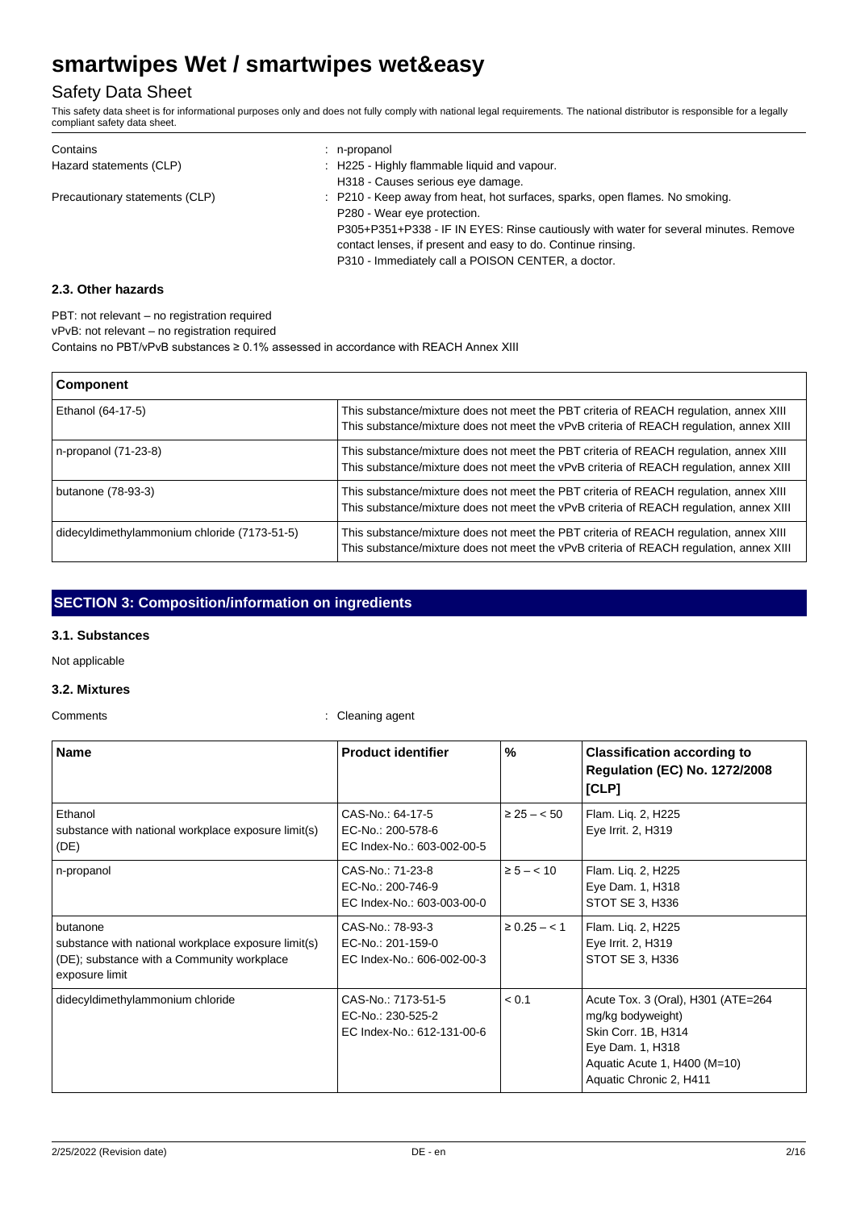# smartwipes Wet / smartwipes wet&easy

## Safety Data Sheet

This safety data sheet is for informational purposes only and does not fully comply with national legal requirements. The national distributor is responsible for a legally compliant safety data sheet.

| | |
|---|---|
| Contains | : n-propanol |
| Hazard statements (CLP) | : H225 - Highly flammable liquid and vapour.<br>H318 - Causes serious eye damage. |
| Precautionary statements (CLP) | : P210 - Keep away from heat, hot surfaces, sparks, open flames. No smoking.<br>P280 - Wear eye protection.<br>P305+P351+P338 - IF IN EYES: Rinse cautiously with water for several minutes. Remove contact lenses, if present and easy to do. Continue rinsing.<br>P310 - Immediately call a POISON CENTER, a doctor. |

### 2.3. Other hazards

PBT: not relevant – no registration required

vPvB: not relevant – no registration required

Contains no PBT/vPvB substances ≥ 0.1% assessed in accordance with REACH Annex XIII

| Component | |
|---|---|
| Ethanol (64-17-5) | This substance/mixture does not meet the PBT criteria of REACH regulation, annex XIII<br>This substance/mixture does not meet the vPvB criteria of REACH regulation, annex XIII |
| n-propanol (71-23-8) | This substance/mixture does not meet the PBT criteria of REACH regulation, annex XIII<br>This substance/mixture does not meet the vPvB criteria of REACH regulation, annex XIII |
| butanone (78-93-3) | This substance/mixture does not meet the PBT criteria of REACH regulation, annex XIII<br>This substance/mixture does not meet the vPvB criteria of REACH regulation, annex XIII |
| didecyldimethylammonium chloride (7173-51-5) | This substance/mixture does not meet the PBT criteria of REACH regulation, annex XIII<br>This substance/mixture does not meet the vPvB criteria of REACH regulation, annex XIII |

## SECTION 3: Composition/information on ingredients

### 3.1. Substances

Not applicable

### 3.2. Mixtures

Comments : Cleaning agent

| Name | Product identifier | % | Classification according to Regulation (EC) No. 1272/2008 [CLP] |
|---|---|---|---|
| Ethanol<br>substance with national workplace exposure limit(s) (DE) | CAS-No.: 64-17-5<br>EC-No.: 200-578-6<br>EC Index-No.: 603-002-00-5 | ≥ 25 – < 50 | Flam. Liq. 2, H225<br>Eye Irrit. 2, H319 |
| n-propanol | CAS-No.: 71-23-8<br>EC-No.: 200-746-9<br>EC Index-No.: 603-003-00-0 | ≥ 5 – < 10 | Flam. Liq. 2, H225<br>Eye Dam. 1, H318<br>STOT SE 3, H336 |
| butanone<br>substance with national workplace exposure limit(s) (DE); substance with a Community workplace exposure limit | CAS-No.: 78-93-3<br>EC-No.: 201-159-0<br>EC Index-No.: 606-002-00-3 | ≥ 0.25 – < 1 | Flam. Liq. 2, H225<br>Eye Irrit. 2, H319<br>STOT SE 3, H336 |
| didecyldimethylammonium chloride | CAS-No.: 7173-51-5<br>EC-No.: 230-525-2<br>EC Index-No.: 612-131-00-6 | < 0.1 | Acute Tox. 3 (Oral), H301 (ATE=264 mg/kg bodyweight)<br>Skin Corr. 1B, H314<br>Eye Dam. 1, H318<br>Aquatic Acute 1, H400 (M=10)<br>Aquatic Chronic 2, H411 |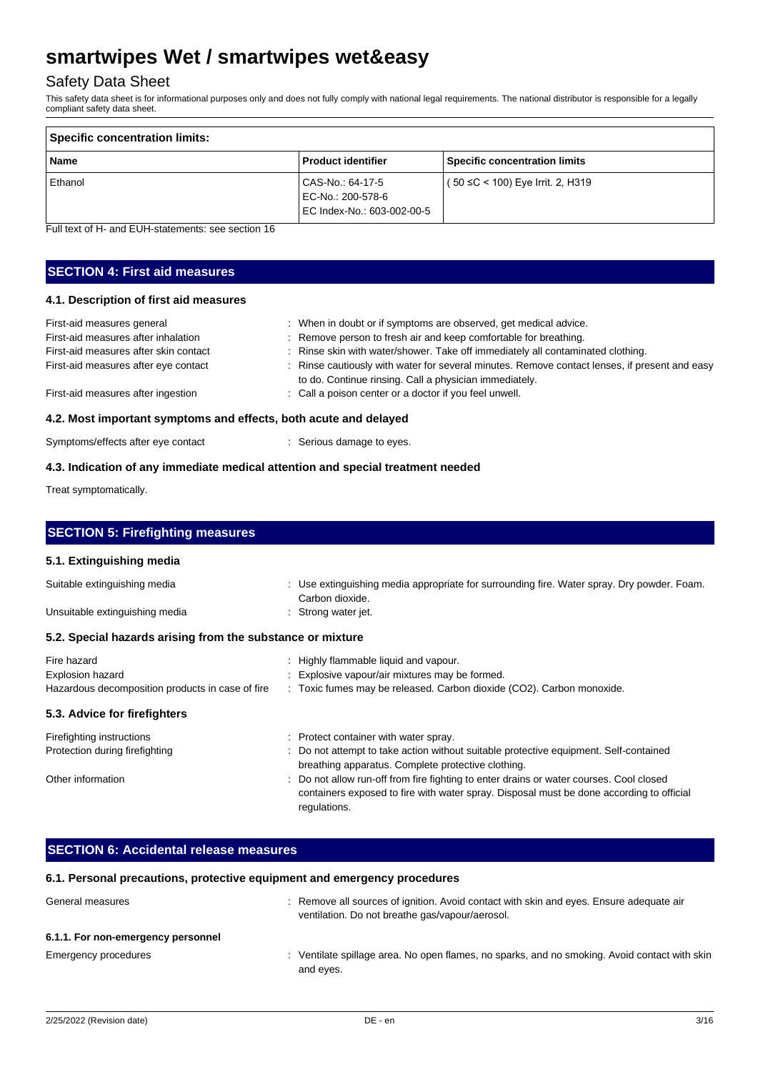**Specific concentration limits:**

| Name | Product identifier | Specific concentration limits |
|---|---|---|
| Ethanol | CAS-No.: 64-17-5<br>EC-No.: 200-578-6<br>EC Index-No.: 603-002-00-5 | ( 50 ≤C < 100) Eye Irrit. 2, H319 |

Full text of H- and EUH-statements: see section 16

## SECTION 4: First aid measures

### 4.1. Description of first aid measures

First-aid measures general : When in doubt or if symptoms are observed, get medical advice.

First-aid measures after inhalation : Remove person to fresh air and keep comfortable for breathing.

First-aid measures after skin contact : Rinse skin with water/shower. Take off immediately all contaminated clothing.

First-aid measures after eye contact : Rinse cautiously with water for several minutes. Remove contact lenses, if present and easy to do. Continue rinsing. Call a physician immediately.

First-aid measures after ingestion : Call a poison center or a doctor if you feel unwell.

### 4.2. Most important symptoms and effects, both acute and delayed

Symptoms/effects after eye contact : Serious damage to eyes.

### 4.3. Indication of any immediate medical attention and special treatment needed

Treat symptomatically.

## SECTION 5: Firefighting measures

### 5.1. Extinguishing media

Suitable extinguishing media : Use extinguishing media appropriate for surrounding fire. Water spray. Dry powder. Foam. Carbon dioxide.

Unsuitable extinguishing media : Strong water jet.

### 5.2. Special hazards arising from the substance or mixture

Fire hazard : Highly flammable liquid and vapour.

Explosion hazard : Explosive vapour/air mixtures may be formed.

Hazardous decomposition products in case of fire : Toxic fumes may be released. Carbon dioxide (CO2). Carbon monoxide.

### 5.3. Advice for firefighters

Firefighting instructions : Protect container with water spray.

Protection during firefighting : Do not attempt to take action without suitable protective equipment. Self-contained breathing apparatus. Complete protective clothing.

Other information : Do not allow run-off from fire fighting to enter drains or water courses. Cool closed containers exposed to fire with water spray. Disposal must be done according to official regulations.

## SECTION 6: Accidental release measures

### 6.1. Personal precautions, protective equipment and emergency procedures

General measures : Remove all sources of ignition. Avoid contact with skin and eyes. Ensure adequate air ventilation. Do not breathe gas/vapour/aerosol.

#### 6.1.1. For non-emergency personnel

Emergency procedures : Ventilate spillage area. No open flames, no sparks, and no smoking. Avoid contact with skin and eyes.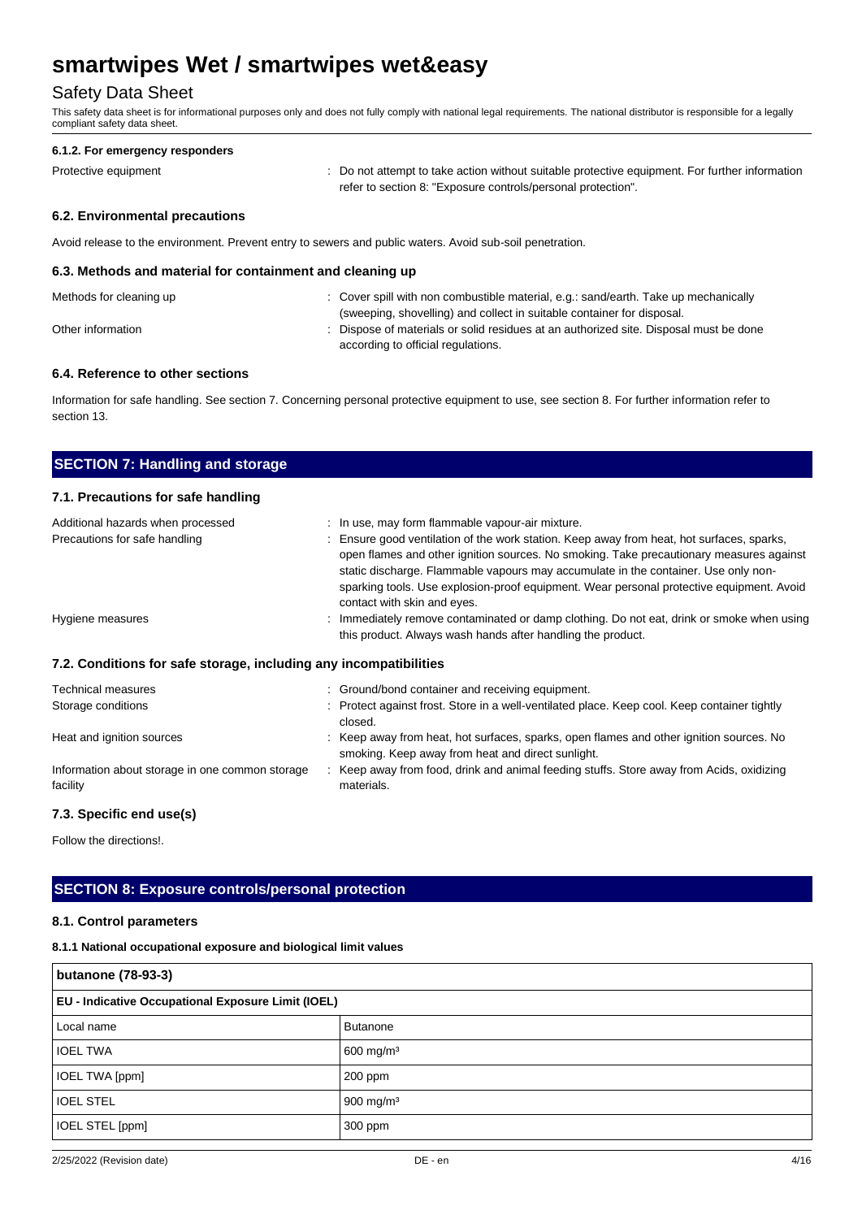#### 6.1.2. For emergency responders

Protective equipment : Do not attempt to take action without suitable protective equipment. For further information refer to section 8: "Exposure controls/personal protection".

### 6.2. Environmental precautions

Avoid release to the environment. Prevent entry to sewers and public waters. Avoid sub-soil penetration.

### 6.3. Methods and material for containment and cleaning up

Methods for cleaning up : Cover spill with non combustible material, e.g.: sand/earth. Take up mechanically (sweeping, shovelling) and collect in suitable container for disposal.

Other information : Dispose of materials or solid residues at an authorized site. Disposal must be done according to official regulations.

### 6.4. Reference to other sections

Information for safe handling. See section 7. Concerning personal protective equipment to use, see section 8. For further information refer to section 13.

## SECTION 7: Handling and storage

### 7.1. Precautions for safe handling

Additional hazards when processed : In use, may form flammable vapour-air mixture.

Precautions for safe handling : Ensure good ventilation of the work station. Keep away from heat, hot surfaces, sparks, open flames and other ignition sources. No smoking. Take precautionary measures against static discharge. Flammable vapours may accumulate in the container. Use only non-sparking tools. Use explosion-proof equipment. Wear personal protective equipment. Avoid contact with skin and eyes.

Hygiene measures : Immediately remove contaminated or damp clothing. Do not eat, drink or smoke when using this product. Always wash hands after handling the product.

### 7.2. Conditions for safe storage, including any incompatibilities

Technical measures : Ground/bond container and receiving equipment.

Storage conditions : Protect against frost. Store in a well-ventilated place. Keep cool. Keep container tightly closed.

Heat and ignition sources : Keep away from heat, hot surfaces, sparks, open flames and other ignition sources. No smoking. Keep away from heat and direct sunlight.

Information about storage in one common storage facility : Keep away from food, drink and animal feeding stuffs. Store away from Acids, oxidizing materials.

### 7.3. Specific end use(s)

Follow the directions!.

## SECTION 8: Exposure controls/personal protection

### 8.1. Control parameters

#### 8.1.1 National occupational exposure and biological limit values

| butanone (78-93-3) | |
|---|---|
| **EU - Indicative Occupational Exposure Limit (IOEL)** | |
| Local name | Butanone |
| IOEL TWA | 600 mg/m³ |
| IOEL TWA [ppm] | 200 ppm |
| IOEL STEL | 900 mg/m³ |
| IOEL STEL [ppm] | 300 ppm |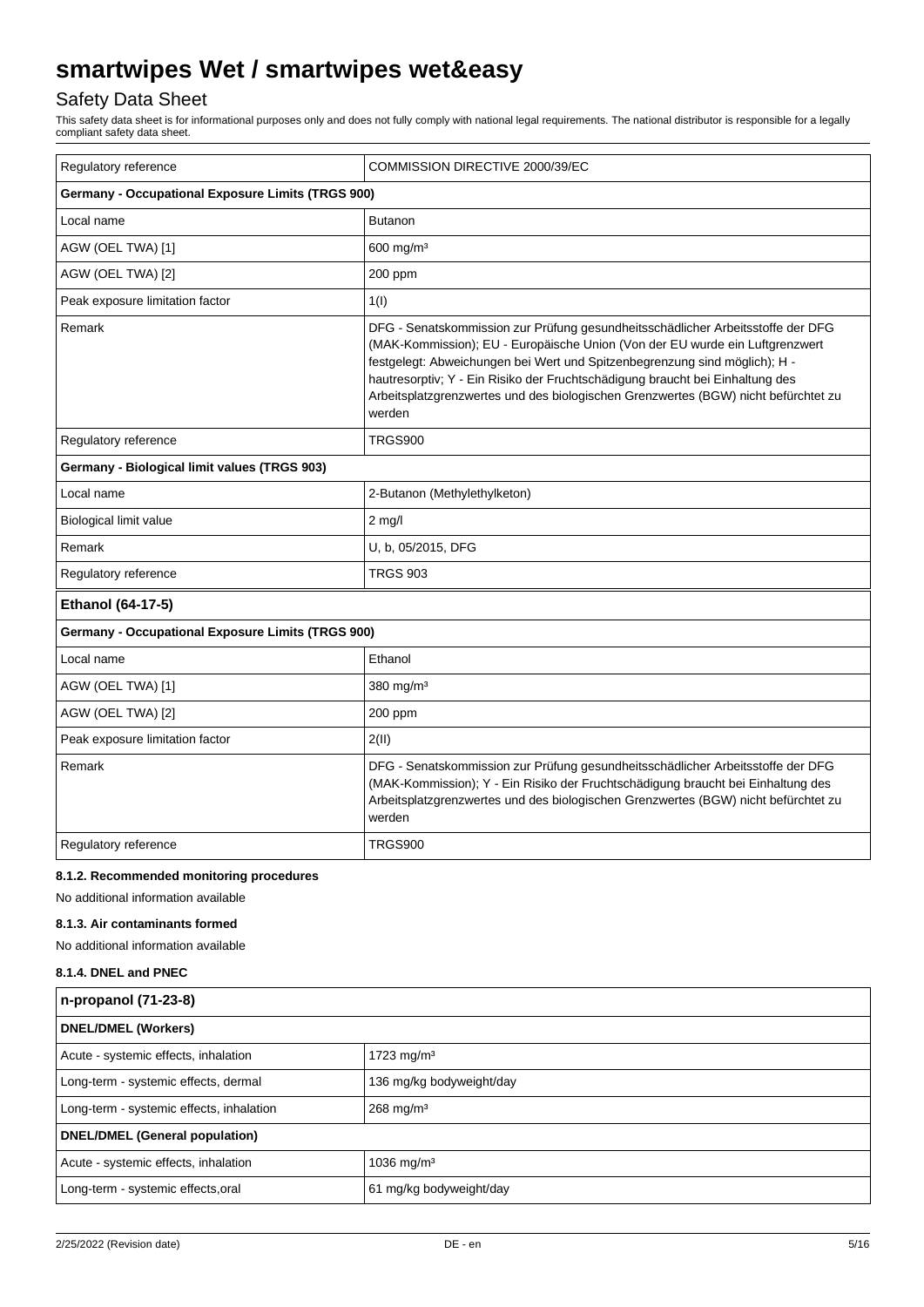| Regulatory reference | COMMISSION DIRECTIVE 2000/39/EC |
|---|---|
| **Germany - Occupational Exposure Limits (TRGS 900)** | |
| Local name | Butanon |
| AGW (OEL TWA) [1] | 600 mg/m³ |
| AGW (OEL TWA) [2] | 200 ppm |
| Peak exposure limitation factor | 1(I) |
| Remark | DFG - Senatskommission zur Prüfung gesundheitsschädlicher Arbeitsstoffe der DFG (MAK-Kommission); EU - Europäische Union (Von der EU wurde ein Luftgrenzwert festgelegt: Abweichungen bei Wert und Spitzenbegrenzung sind möglich); H - hautresorptiv; Y - Ein Risiko der Fruchtschädigung braucht bei Einhaltung des Arbeitsplatzgrenzwertes und des biologischen Grenzwertes (BGW) nicht befürchtet zu werden |
| Regulatory reference | TRGS900 |
| **Germany - Biological limit values (TRGS 903)** | |
| Local name | 2-Butanon (Methylethylketon) |
| Biological limit value | 2 mg/l |
| Remark | U, b, 05/2015, DFG |
| Regulatory reference | TRGS 903 |

| **Ethanol (64-17-5)** | |
|---|---|
| **Germany - Occupational Exposure Limits (TRGS 900)** | |
| Local name | Ethanol |
| AGW (OEL TWA) [1] | 380 mg/m³ |
| AGW (OEL TWA) [2] | 200 ppm |
| Peak exposure limitation factor | 2(II) |
| Remark | DFG - Senatskommission zur Prüfung gesundheitsschädlicher Arbeitsstoffe der DFG (MAK-Kommission); Y - Ein Risiko der Fruchtschädigung braucht bei Einhaltung des Arbeitsplatzgrenzwertes und des biologischen Grenzwertes (BGW) nicht befürchtet zu werden |
| Regulatory reference | TRGS900 |

#### 8.1.2. Recommended monitoring procedures

No additional information available

#### 8.1.3. Air contaminants formed

No additional information available

#### 8.1.4. DNEL and PNEC

| **n-propanol (71-23-8)** | |
|---|---|
| **DNEL/DMEL (Workers)** | |
| Acute - systemic effects, inhalation | 1723 mg/m³ |
| Long-term - systemic effects, dermal | 136 mg/kg bodyweight/day |
| Long-term - systemic effects, inhalation | 268 mg/m³ |
| **DNEL/DMEL (General population)** | |
| Acute - systemic effects, inhalation | 1036 mg/m³ |
| Long-term - systemic effects,oral | 61 mg/kg bodyweight/day |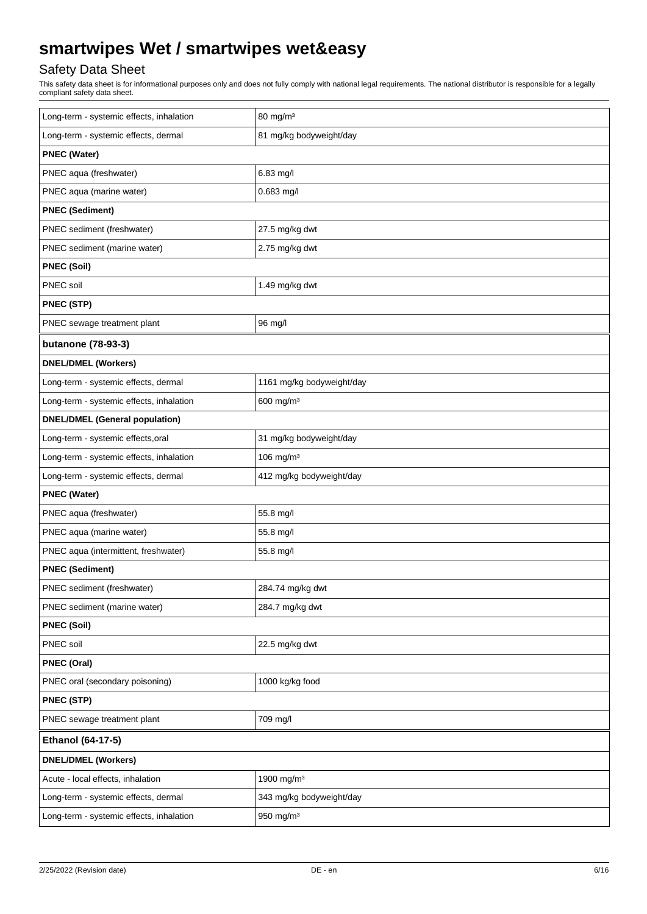| | |
|---|---|
| Long-term - systemic effects, inhalation | 80 mg/m³ |
| Long-term - systemic effects, dermal | 81 mg/kg bodyweight/day |
| **PNEC (Water)** | |
| PNEC aqua (freshwater) | 6.83 mg/l |
| PNEC aqua (marine water) | 0.683 mg/l |
| **PNEC (Sediment)** | |
| PNEC sediment (freshwater) | 27.5 mg/kg dwt |
| PNEC sediment (marine water) | 2.75 mg/kg dwt |
| **PNEC (Soil)** | |
| PNEC soil | 1.49 mg/kg dwt |
| **PNEC (STP)** | |
| PNEC sewage treatment plant | 96 mg/l |

| **butanone (78-93-3)** | |
|---|---|
| **DNEL/DMEL (Workers)** | |
| Long-term - systemic effects, dermal | 1161 mg/kg bodyweight/day |
| Long-term - systemic effects, inhalation | 600 mg/m³ |
| **DNEL/DMEL (General population)** | |
| Long-term - systemic effects,oral | 31 mg/kg bodyweight/day |
| Long-term - systemic effects, inhalation | 106 mg/m³ |
| Long-term - systemic effects, dermal | 412 mg/kg bodyweight/day |
| **PNEC (Water)** | |
| PNEC aqua (freshwater) | 55.8 mg/l |
| PNEC aqua (marine water) | 55.8 mg/l |
| PNEC aqua (intermittent, freshwater) | 55.8 mg/l |
| **PNEC (Sediment)** | |
| PNEC sediment (freshwater) | 284.74 mg/kg dwt |
| PNEC sediment (marine water) | 284.7 mg/kg dwt |
| **PNEC (Soil)** | |
| PNEC soil | 22.5 mg/kg dwt |
| **PNEC (Oral)** | |
| PNEC oral (secondary poisoning) | 1000 kg/kg food |
| **PNEC (STP)** | |
| PNEC sewage treatment plant | 709 mg/l |

| **Ethanol (64-17-5)** | |
|---|---|
| **DNEL/DMEL (Workers)** | |
| Acute - local effects, inhalation | 1900 mg/m³ |
| Long-term - systemic effects, dermal | 343 mg/kg bodyweight/day |
| Long-term - systemic effects, inhalation | 950 mg/m³ |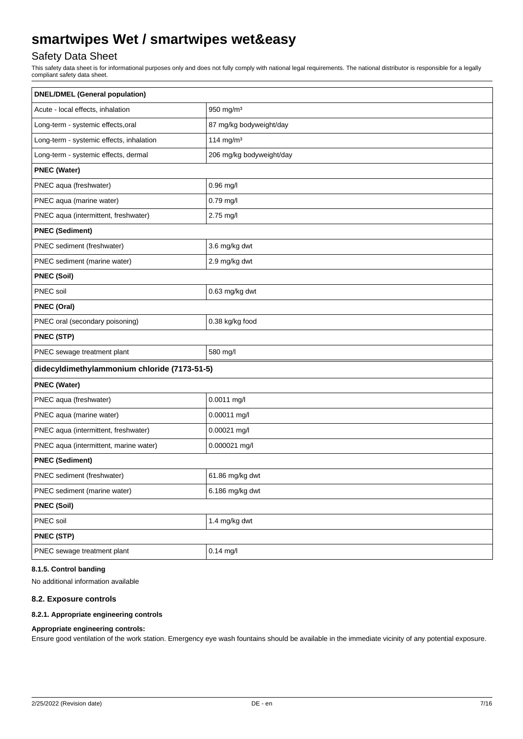| DNEL/DMEL (General population) | |
|---|---|
| Acute - local effects, inhalation | 950 mg/m³ |
| Long-term - systemic effects,oral | 87 mg/kg bodyweight/day |
| Long-term - systemic effects, inhalation | 114 mg/m³ |
| Long-term - systemic effects, dermal | 206 mg/kg bodyweight/day |
| **PNEC (Water)** | |
| PNEC aqua (freshwater) | 0.96 mg/l |
| PNEC aqua (marine water) | 0.79 mg/l |
| PNEC aqua (intermittent, freshwater) | 2.75 mg/l |
| **PNEC (Sediment)** | |
| PNEC sediment (freshwater) | 3.6 mg/kg dwt |
| PNEC sediment (marine water) | 2.9 mg/kg dwt |
| **PNEC (Soil)** | |
| PNEC soil | 0.63 mg/kg dwt |
| **PNEC (Oral)** | |
| PNEC oral (secondary poisoning) | 0.38 kg/kg food |
| **PNEC (STP)** | |
| PNEC sewage treatment plant | 580 mg/l |

| didecyldimethylammonium chloride (7173-51-5) | |
|---|---|
| **PNEC (Water)** | |
| PNEC aqua (freshwater) | 0.0011 mg/l |
| PNEC aqua (marine water) | 0.00011 mg/l |
| PNEC aqua (intermittent, freshwater) | 0.00021 mg/l |
| PNEC aqua (intermittent, marine water) | 0.000021 mg/l |
| **PNEC (Sediment)** | |
| PNEC sediment (freshwater) | 61.86 mg/kg dwt |
| PNEC sediment (marine water) | 6.186 mg/kg dwt |
| **PNEC (Soil)** | |
| PNEC soil | 1.4 mg/kg dwt |
| **PNEC (STP)** | |
| PNEC sewage treatment plant | 0.14 mg/l |

#### 8.1.5. Control banding

No additional information available

### 8.2. Exposure controls

#### 8.2.1. Appropriate engineering controls

**Appropriate engineering controls:**

Ensure good ventilation of the work station. Emergency eye wash fountains should be available in the immediate vicinity of any potential exposure.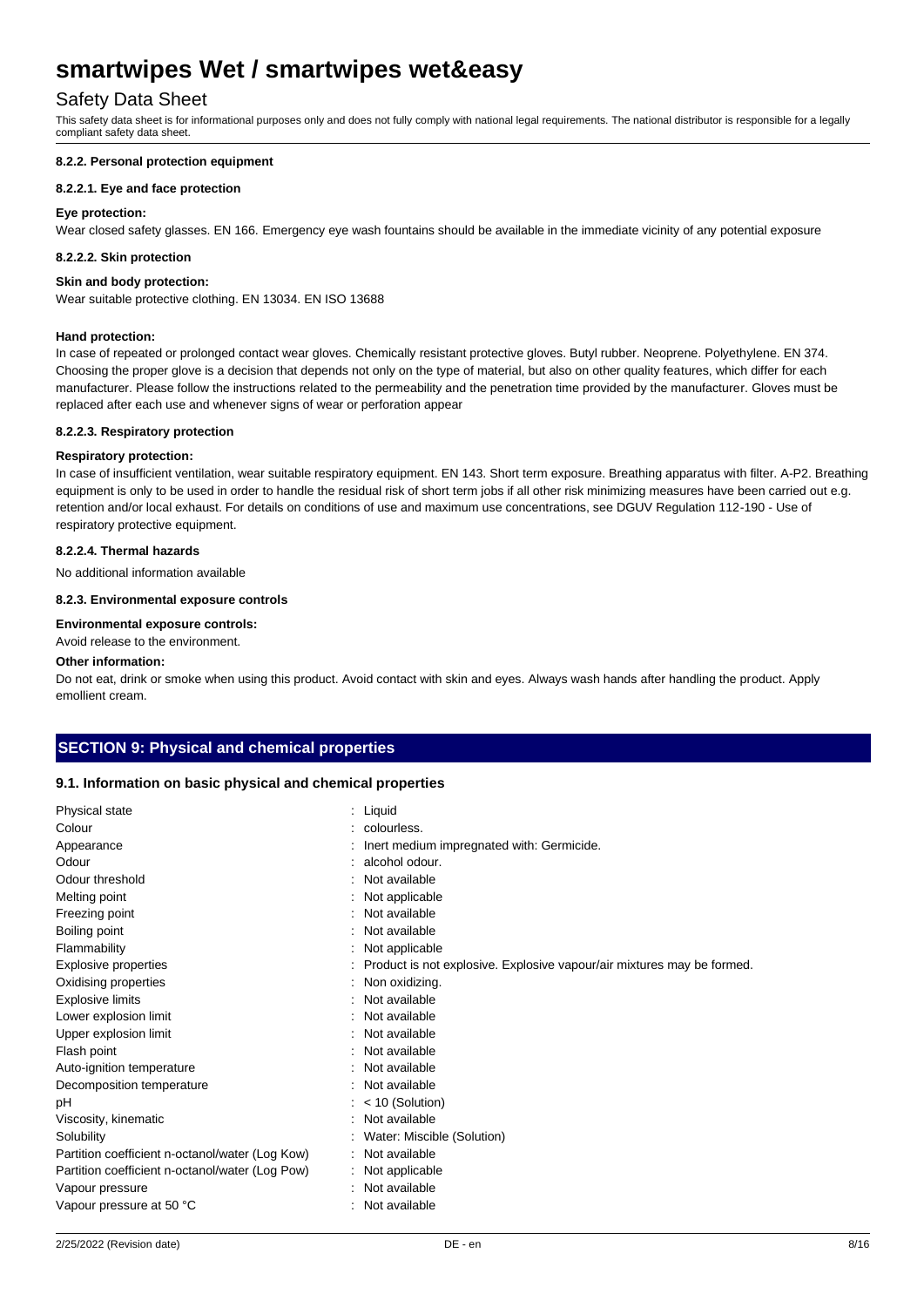#### 8.2.2. Personal protection equipment

#### 8.2.2.1. Eye and face protection

**Eye protection:**

Wear closed safety glasses. EN 166. Emergency eye wash fountains should be available in the immediate vicinity of any potential exposure

#### 8.2.2.2. Skin protection

**Skin and body protection:**

Wear suitable protective clothing. EN 13034. EN ISO 13688

**Hand protection:**

In case of repeated or prolonged contact wear gloves. Chemically resistant protective gloves. Butyl rubber. Neoprene. Polyethylene. EN 374. Choosing the proper glove is a decision that depends not only on the type of material, but also on other quality features, which differ for each manufacturer. Please follow the instructions related to the permeability and the penetration time provided by the manufacturer. Gloves must be replaced after each use and whenever signs of wear or perforation appear

#### 8.2.2.3. Respiratory protection

**Respiratory protection:**

In case of insufficient ventilation, wear suitable respiratory equipment. EN 143. Short term exposure. Breathing apparatus with filter. A-P2. Breathing equipment is only to be used in order to handle the residual risk of short term jobs if all other risk minimizing measures have been carried out e.g. retention and/or local exhaust. For details on conditions of use and maximum use concentrations, see DGUV Regulation 112-190 - Use of respiratory protective equipment.

#### 8.2.2.4. Thermal hazards

No additional information available

#### 8.2.3. Environmental exposure controls

**Environmental exposure controls:**

Avoid release to the environment.

**Other information:**

Do not eat, drink or smoke when using this product. Avoid contact with skin and eyes. Always wash hands after handling the product. Apply emollient cream.

## SECTION 9: Physical and chemical properties

### 9.1. Information on basic physical and chemical properties

| | |
|---|---|
| Physical state | : Liquid |
| Colour | : colourless. |
| Appearance | : Inert medium impregnated with: Germicide. |
| Odour | : alcohol odour. |
| Odour threshold | : Not available |
| Melting point | : Not applicable |
| Freezing point | : Not available |
| Boiling point | : Not available |
| Flammability | : Not applicable |
| Explosive properties | : Product is not explosive. Explosive vapour/air mixtures may be formed. |
| Oxidising properties | : Non oxidizing. |
| Explosive limits | : Not available |
| Lower explosion limit | : Not available |
| Upper explosion limit | : Not available |
| Flash point | : Not available |
| Auto-ignition temperature | : Not available |
| Decomposition temperature | : Not available |
| pH | : < 10 (Solution) |
| Viscosity, kinematic | : Not available |
| Solubility | : Water: Miscible (Solution) |
| Partition coefficient n-octanol/water (Log Kow) | : Not available |
| Partition coefficient n-octanol/water (Log Pow) | : Not applicable |
| Vapour pressure | : Not available |
| Vapour pressure at 50 °C | : Not available |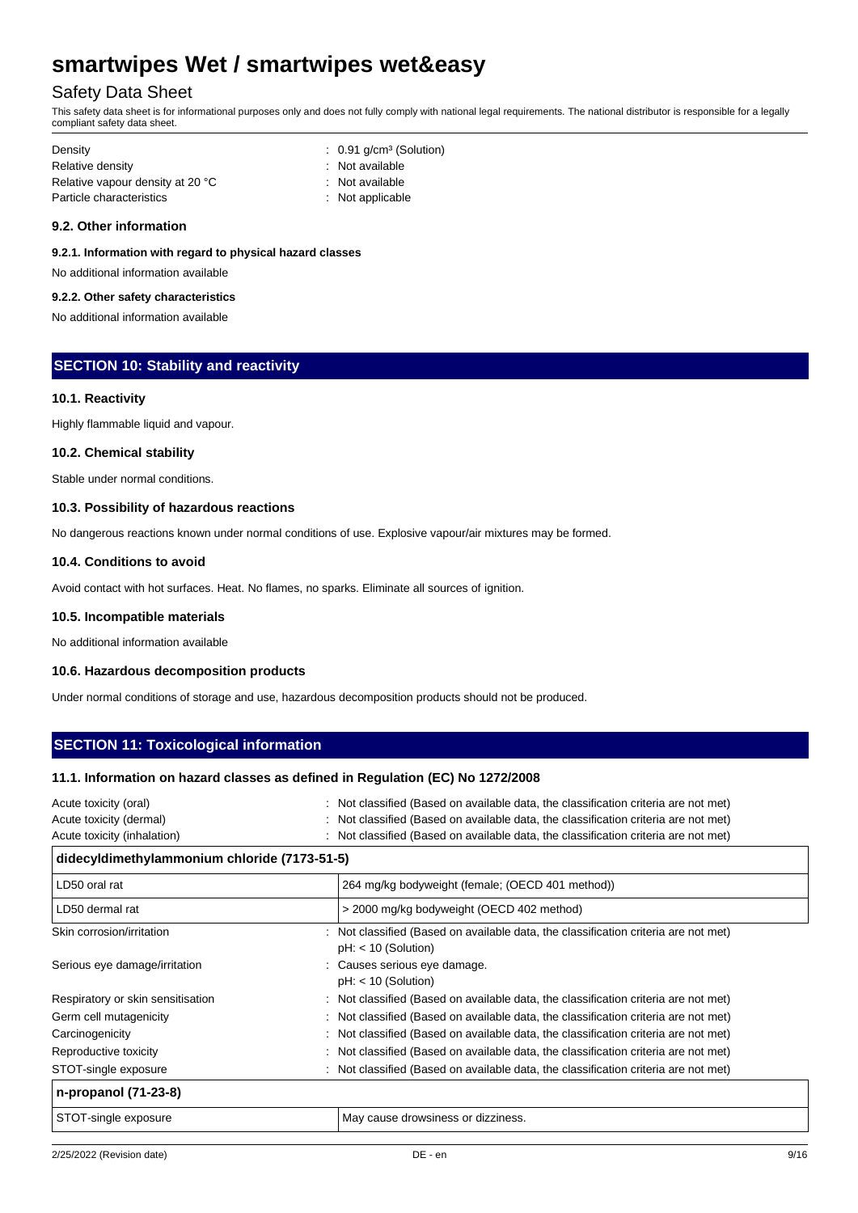| | |
|---|---|
| Density | : 0.91 g/cm³ (Solution) |
| Relative density | : Not available |
| Relative vapour density at 20 °C | : Not available |
| Particle characteristics | : Not applicable |

### 9.2. Other information

#### 9.2.1. Information with regard to physical hazard classes

No additional information available

#### 9.2.2. Other safety characteristics

No additional information available

## SECTION 10: Stability and reactivity

### 10.1. Reactivity

Highly flammable liquid and vapour.

### 10.2. Chemical stability

Stable under normal conditions.

### 10.3. Possibility of hazardous reactions

No dangerous reactions known under normal conditions of use. Explosive vapour/air mixtures may be formed.

### 10.4. Conditions to avoid

Avoid contact with hot surfaces. Heat. No flames, no sparks. Eliminate all sources of ignition.

### 10.5. Incompatible materials

No additional information available

### 10.6. Hazardous decomposition products

Under normal conditions of storage and use, hazardous decomposition products should not be produced.

## SECTION 11: Toxicological information

### 11.1. Information on hazard classes as defined in Regulation (EC) No 1272/2008

| | |
|---|---|
| Acute toxicity (oral) | : Not classified (Based on available data, the classification criteria are not met) |
| Acute toxicity (dermal) | : Not classified (Based on available data, the classification criteria are not met) |
| Acute toxicity (inhalation) | : Not classified (Based on available data, the classification criteria are not met) |

| didecyldimethylammonium chloride (7173-51-5) | |
|---|---|
| LD50 oral rat | 264 mg/kg bodyweight (female; (OECD 401 method)) |
| LD50 dermal rat | > 2000 mg/kg bodyweight (OECD 402 method) |

| | |
|---|---|
| Skin corrosion/irritation | : Not classified (Based on available data, the classification criteria are not met)<br>pH: < 10 (Solution) |
| Serious eye damage/irritation | : Causes serious eye damage.<br>pH: < 10 (Solution) |
| Respiratory or skin sensitisation | : Not classified (Based on available data, the classification criteria are not met) |
| Germ cell mutagenicity | : Not classified (Based on available data, the classification criteria are not met) |
| Carcinogenicity | : Not classified (Based on available data, the classification criteria are not met) |
| Reproductive toxicity | : Not classified (Based on available data, the classification criteria are not met) |
| STOT-single exposure | : Not classified (Based on available data, the classification criteria are not met) |

| n-propanol (71-23-8) | |
|---|---|
| STOT-single exposure | May cause drowsiness or dizziness. |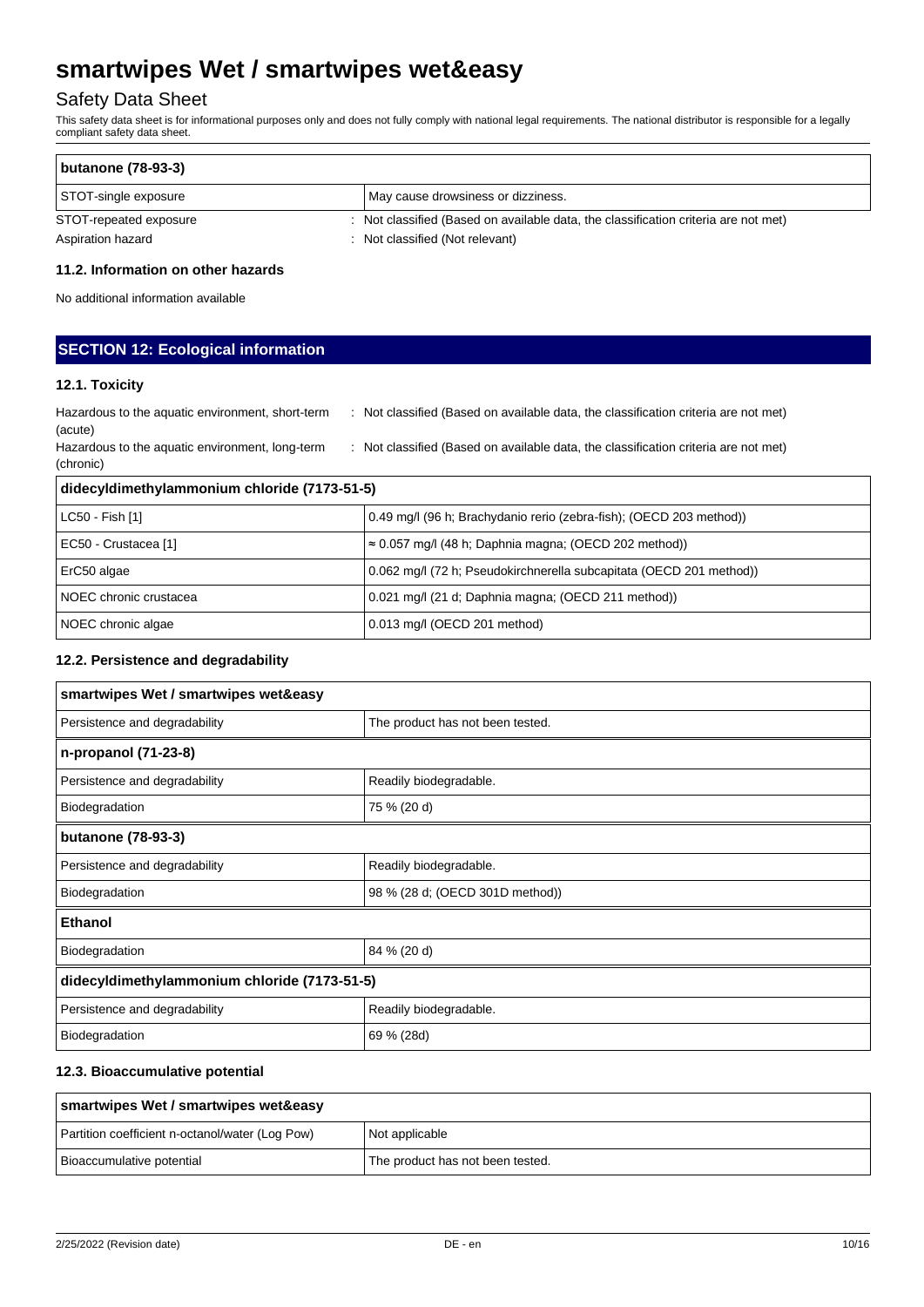| butanone (78-93-3) | |
|---|---|
| STOT-single exposure | May cause drowsiness or dizziness. |

STOT-repeated exposure : Not classified (Based on available data, the classification criteria are not met)

Aspiration hazard : Not classified (Not relevant)

### 11.2. Information on other hazards

No additional information available

## SECTION 12: Ecological information

### 12.1. Toxicity

Hazardous to the aquatic environment, short-term (acute) : Not classified (Based on available data, the classification criteria are not met)

Hazardous to the aquatic environment, long-term (chronic) : Not classified (Based on available data, the classification criteria are not met)

| didecyldimethylammonium chloride (7173-51-5) | |
|---|---|
| LC50 - Fish [1] | 0.49 mg/l (96 h; Brachydanio rerio (zebra-fish); (OECD 203 method)) |
| EC50 - Crustacea [1] | ≈ 0.057 mg/l (48 h; Daphnia magna; (OECD 202 method)) |
| ErC50 algae | 0.062 mg/l (72 h; Pseudokirchnerella subcapitata (OECD 201 method)) |
| NOEC chronic crustacea | 0.021 mg/l (21 d; Daphnia magna; (OECD 211 method)) |
| NOEC chronic algae | 0.013 mg/l (OECD 201 method) |

### 12.2. Persistence and degradability

| smartwipes Wet / smartwipes wet&easy | |
|---|---|
| Persistence and degradability | The product has not been tested. |
| **n-propanol (71-23-8)** | |
| Persistence and degradability | Readily biodegradable. |
| Biodegradation | 75 % (20 d) |
| **butanone (78-93-3)** | |
| Persistence and degradability | Readily biodegradable. |
| Biodegradation | 98 % (28 d; (OECD 301D method)) |
| **Ethanol** | |
| Biodegradation | 84 % (20 d) |
| **didecyldimethylammonium chloride (7173-51-5)** | |
| Persistence and degradability | Readily biodegradable. |
| Biodegradation | 69 % (28d) |

### 12.3. Bioaccumulative potential

| smartwipes Wet / smartwipes wet&easy | |
|---|---|
| Partition coefficient n-octanol/water (Log Pow) | Not applicable |
| Bioaccumulative potential | The product has not been tested. |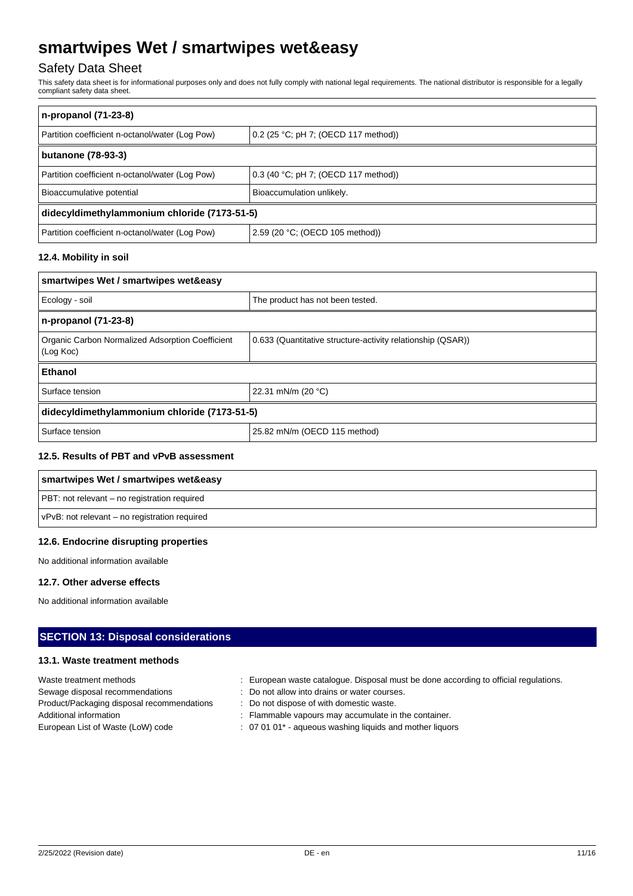| n-propanol (71-23-8) | |
| --- | --- |
| Partition coefficient n-octanol/water (Log Pow) | 0.2 (25 °C; pH 7; (OECD 117 method)) |
| **butanone (78-93-3)** | |
| Partition coefficient n-octanol/water (Log Pow) | 0.3 (40 °C; pH 7; (OECD 117 method)) |
| Bioaccumulative potential | Bioaccumulation unlikely. |
| **didecyldimethylammonium chloride (7173-51-5)** | |
| Partition coefficient n-octanol/water (Log Pow) | 2.59 (20 °C; (OECD 105 method)) |

#### 12.4. Mobility in soil

| smartwipes Wet / smartwipes wet&easy | |
| --- | --- |
| Ecology - soil | The product has not been tested. |
| **n-propanol (71-23-8)** | |
| Organic Carbon Normalized Adsorption Coefficient (Log Koc) | 0.633 (Quantitative structure-activity relationship (QSAR)) |
| **Ethanol** | |
| Surface tension | 22.31 mN/m (20 °C) |
| **didecyldimethylammonium chloride (7173-51-5)** | |
| Surface tension | 25.82 mN/m (OECD 115 method) |

#### 12.5. Results of PBT and vPvB assessment

| smartwipes Wet / smartwipes wet&easy |
| --- |
| PBT: not relevant – no registration required |
| vPvB: not relevant – no registration required |

#### 12.6. Endocrine disrupting properties

No additional information available

#### 12.7. Other adverse effects

No additional information available

## SECTION 13: Disposal considerations

#### 13.1. Waste treatment methods

Waste treatment methods : European waste catalogue. Disposal must be done according to official regulations.

Sewage disposal recommendations : Do not allow into drains or water courses.

Product/Packaging disposal recommendations : Do not dispose of with domestic waste.

Additional information : Flammable vapours may accumulate in the container.

European List of Waste (LoW) code : 07 01 01* - aqueous washing liquids and mother liquors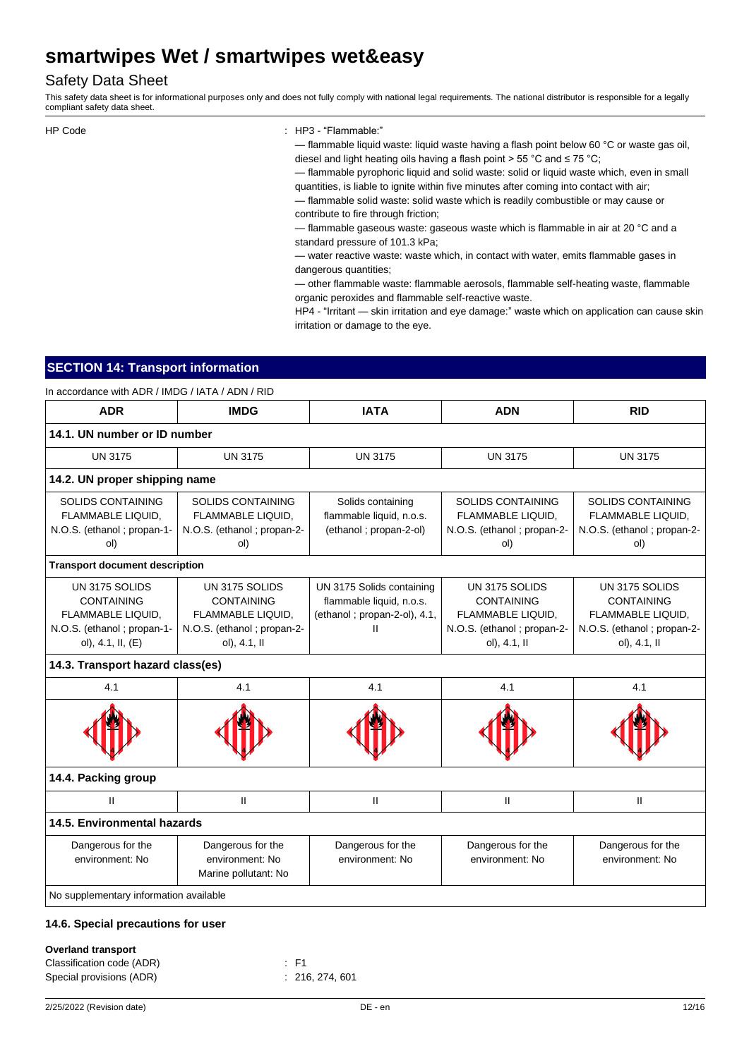| | |
|---|---|
| HP Code | : HP3 - "Flammable:"<br>— flammable liquid waste: liquid waste having a flash point below 60 °C or waste gas oil, diesel and light heating oils having a flash point > 55 °C and ≤ 75 °C;<br>— flammable pyrophoric liquid and solid waste: solid or liquid waste which, even in small quantities, is liable to ignite within five minutes after coming into contact with air;<br>— flammable solid waste: solid waste which is readily combustible or may cause or contribute to fire through friction;<br>— flammable gaseous waste: gaseous waste which is flammable in air at 20 °C and a standard pressure of 101.3 kPa;<br>— water reactive waste: waste which, in contact with water, emits flammable gases in dangerous quantities;<br>— other flammable waste: flammable aerosols, flammable self-heating waste, flammable organic peroxides and flammable self-reactive waste.<br>HP4 - "Irritant — skin irritation and eye damage:" waste which on application can cause skin irritation or damage to the eye. |

## SECTION 14: Transport information

In accordance with ADR / IMDG / IATA / ADN / RID

| ADR | IMDG | IATA | ADN | RID |
|---|---|---|---|---|
| **14.1. UN number or ID number** | | | | |
| UN 3175 | UN 3175 | UN 3175 | UN 3175 | UN 3175 |
| **14.2. UN proper shipping name** | | | | |
| SOLIDS CONTAINING FLAMMABLE LIQUID, N.O.S. (ethanol ; propan-1-ol) | SOLIDS CONTAINING FLAMMABLE LIQUID, N.O.S. (ethanol ; propan-2-ol) | Solids containing flammable liquid, n.o.s. (ethanol ; propan-2-ol) | SOLIDS CONTAINING FLAMMABLE LIQUID, N.O.S. (ethanol ; propan-2-ol) | SOLIDS CONTAINING FLAMMABLE LIQUID, N.O.S. (ethanol ; propan-2-ol) |
| **Transport document description** | | | | |
| UN 3175 SOLIDS CONTAINING FLAMMABLE LIQUID, N.O.S. (ethanol ; propan-1-ol), 4.1, II, (E) | UN 3175 SOLIDS CONTAINING FLAMMABLE LIQUID, N.O.S. (ethanol ; propan-2-ol), 4.1, II | UN 3175 Solids containing flammable liquid, n.o.s. (ethanol ; propan-2-ol), 4.1, II | UN 3175 SOLIDS CONTAINING FLAMMABLE LIQUID, N.O.S. (ethanol ; propan-2-ol), 4.1, II | UN 3175 SOLIDS CONTAINING FLAMMABLE LIQUID, N.O.S. (ethanol ; propan-2-ol), 4.1, II |
| **14.3. Transport hazard class(es)** | | | | |
| 4.1 | 4.1 | 4.1 | 4.1 | 4.1 |
| **14.4. Packing group** | | | | |
| II | II | II | II | II |
| **14.5. Environmental hazards** | | | | |
| Dangerous for the environment: No | Dangerous for the environment: No<br>Marine pollutant: No | Dangerous for the environment: No | Dangerous for the environment: No | Dangerous for the environment: No |
| No supplementary information available | | | | |

### 14.6. Special precautions for user

**Overland transport**

Classification code (ADR) : F1

Special provisions (ADR) : 216, 274, 601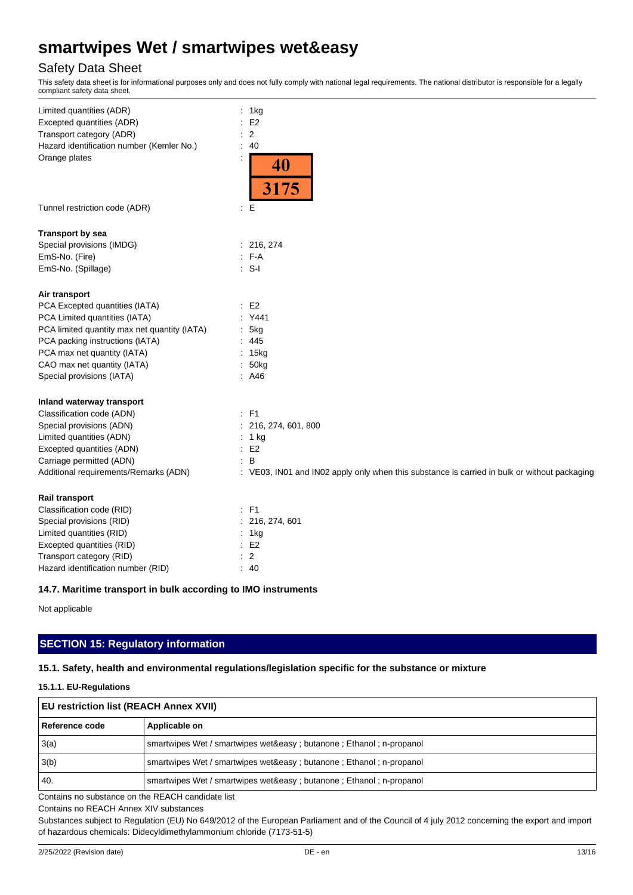Limited quantities (ADR) : 1kg
Excepted quantities (ADR) : E2
Transport category (ADR) : 2
Hazard identification number (Kemler No.) : 40
Orange plates :

| 40 |
|---|
| 3175 |

Tunnel restriction code (ADR) : E

**Transport by sea**

Special provisions (IMDG) : 216, 274
EmS-No. (Fire) : F-A
EmS-No. (Spillage) : S-I

**Air transport**

PCA Excepted quantities (IATA) : E2
PCA Limited quantities (IATA) : Y441
PCA limited quantity max net quantity (IATA) : 5kg
PCA packing instructions (IATA) : 445
PCA max net quantity (IATA) : 15kg
CAO max net quantity (IATA) : 50kg
Special provisions (IATA) : A46

**Inland waterway transport**

Classification code (ADN) : F1
Special provisions (ADN) : 216, 274, 601, 800
Limited quantities (ADN) : 1 kg
Excepted quantities (ADN) : E2
Carriage permitted (ADN) : B
Additional requirements/Remarks (ADN) : VE03, IN01 and IN02 apply only when this substance is carried in bulk or without packaging

**Rail transport**

Classification code (RID) : F1
Special provisions (RID) : 216, 274, 601
Limited quantities (RID) : 1kg
Excepted quantities (RID) : E2
Transport category (RID) : 2
Hazard identification number (RID) : 40

### 14.7. Maritime transport in bulk according to IMO instruments

Not applicable

## SECTION 15: Regulatory information

### 15.1. Safety, health and environmental regulations/legislation specific for the substance or mixture

#### 15.1.1. EU-Regulations

| EU restriction list (REACH Annex XVII) | |
|---|---|
| **Reference code** | **Applicable on** |
| 3(a) | smartwipes Wet / smartwipes wet&easy ; butanone ; Ethanol ; n-propanol |
| 3(b) | smartwipes Wet / smartwipes wet&easy ; butanone ; Ethanol ; n-propanol |
| 40. | smartwipes Wet / smartwipes wet&easy ; butanone ; Ethanol ; n-propanol |

Contains no substance on the REACH candidate list

Contains no REACH Annex XIV substances

Substances subject to Regulation (EU) No 649/2012 of the European Parliament and of the Council of 4 july 2012 concerning the export and import of hazardous chemicals: Didecyldimethylammonium chloride (7173-51-5)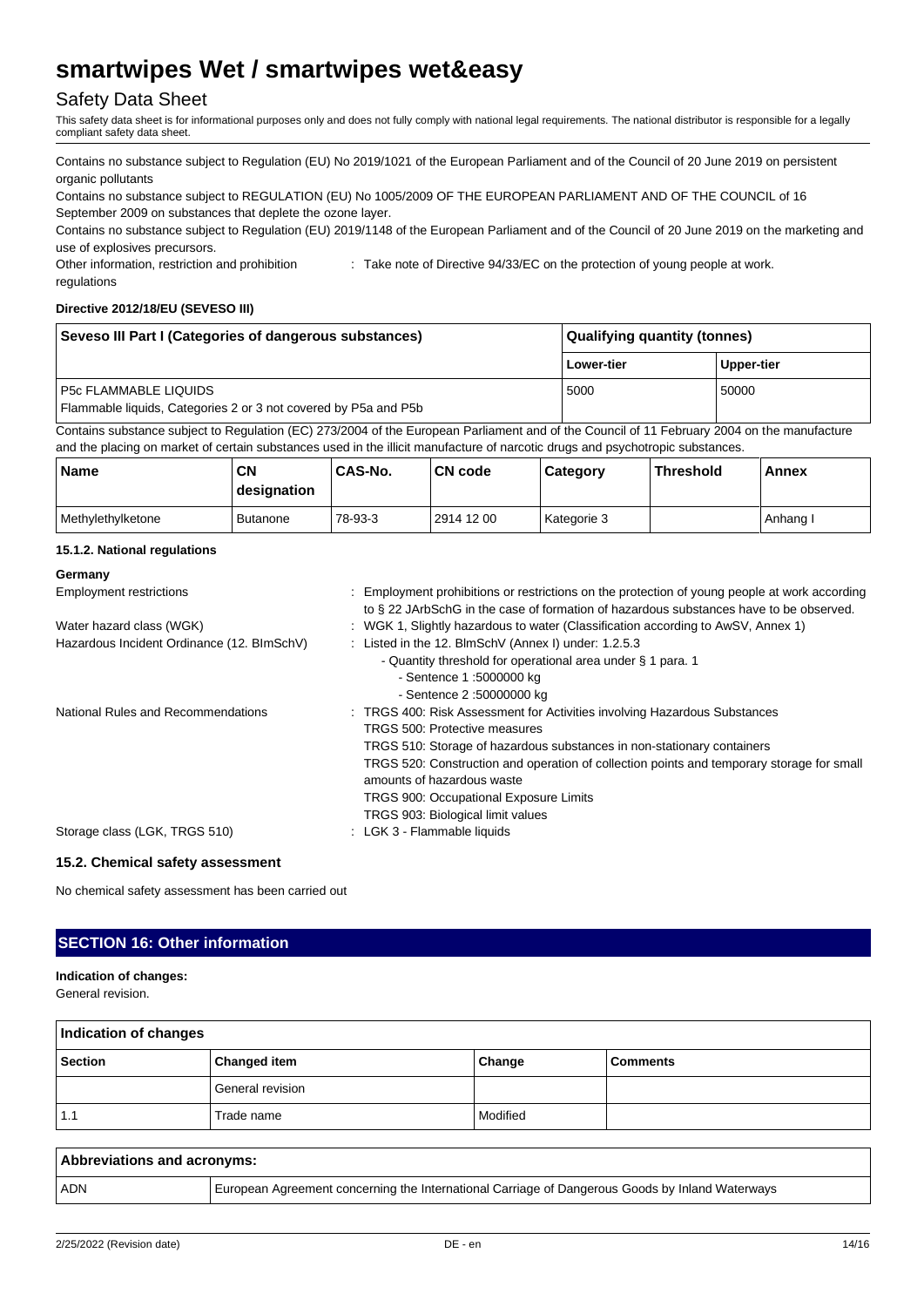Contains no substance subject to Regulation (EU) No 2019/1021 of the European Parliament and of the Council of 20 June 2019 on persistent organic pollutants

Contains no substance subject to REGULATION (EU) No 1005/2009 OF THE EUROPEAN PARLIAMENT AND OF THE COUNCIL of 16 September 2009 on substances that deplete the ozone layer.

Contains no substance subject to Regulation (EU) 2019/1148 of the European Parliament and of the Council of 20 June 2019 on the marketing and use of explosives precursors.

Other information, restriction and prohibition regulations : Take note of Directive 94/33/EC on the protection of young people at work.

**Directive 2012/18/EU (SEVESO III)**

| Seveso III Part I (Categories of dangerous substances) | Qualifying quantity (tonnes) | |
|---|---|---|
| | Lower-tier | Upper-tier |
| P5c FLAMMABLE LIQUIDS<br>Flammable liquids, Categories 2 or 3 not covered by P5a and P5b | 5000 | 50000 |

Contains substance subject to Regulation (EC) 273/2004 of the European Parliament and of the Council of 11 February 2004 on the manufacture and the placing on market of certain substances used in the illicit manufacture of narcotic drugs and psychotropic substances.

| Name | CN designation | CAS-No. | CN code | Category | Threshold | Annex |
|---|---|---|---|---|---|---|
| Methylethylketone | Butanone | 78-93-3 | 2914 12 00 | Kategorie 3 | | Anhang I |

#### 15.1.2. National regulations

**Germany**

Employment restrictions : Employment prohibitions or restrictions on the protection of young people at work according to § 22 JArbSchG in the case of formation of hazardous substances have to be observed.

Water hazard class (WGK) : WGK 1, Slightly hazardous to water (Classification according to AwSV, Annex 1)

Hazardous Incident Ordinance (12. BImSchV) : Listed in the 12. BImSchV (Annex I) under: 1.2.5.3
- Quantity threshold for operational area under § 1 para. 1
  - Sentence 1 :5000000 kg
  - Sentence 2 :50000000 kg

National Rules and Recommendations : TRGS 400: Risk Assessment for Activities involving Hazardous Substances
TRGS 500: Protective measures
TRGS 510: Storage of hazardous substances in non-stationary containers
TRGS 520: Construction and operation of collection points and temporary storage for small amounts of hazardous waste
TRGS 900: Occupational Exposure Limits
TRGS 903: Biological limit values

Storage class (LGK, TRGS 510) : LGK 3 - Flammable liquids

### 15.2. Chemical safety assessment

No chemical safety assessment has been carried out

## SECTION 16: Other information

**Indication of changes:**

General revision.

| Indication of changes | | | |
|---|---|---|---|
| **Section** | **Changed item** | **Change** | **Comments** |
| | General revision | | |
| 1.1 | Trade name | Modified | |

| Abbreviations and acronyms: | |
|---|---|
| ADN | European Agreement concerning the International Carriage of Dangerous Goods by Inland Waterways |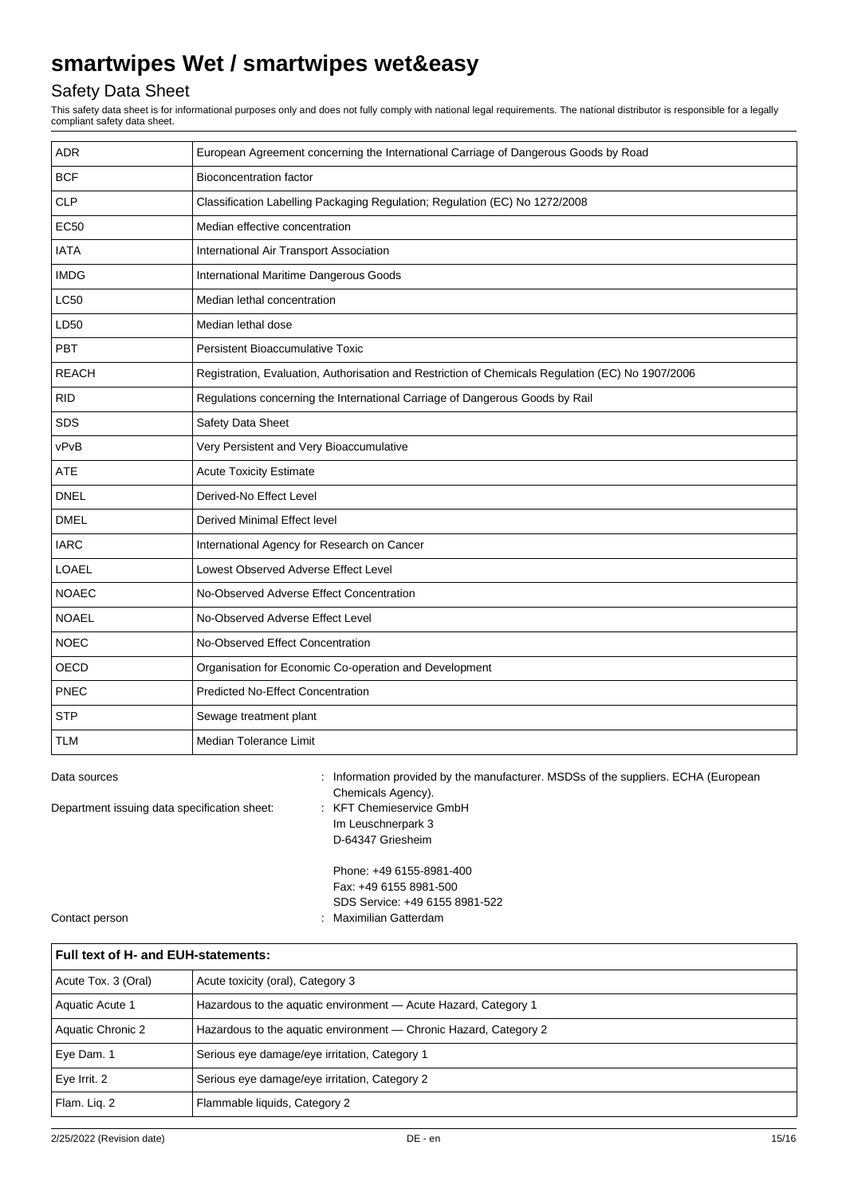| ADR | European Agreement concerning the International Carriage of Dangerous Goods by Road |
|---|---|
| BCF | Bioconcentration factor |
| CLP | Classification Labelling Packaging Regulation; Regulation (EC) No 1272/2008 |
| EC50 | Median effective concentration |
| IATA | International Air Transport Association |
| IMDG | International Maritime Dangerous Goods |
| LC50 | Median lethal concentration |
| LD50 | Median lethal dose |
| PBT | Persistent Bioaccumulative Toxic |
| REACH | Registration, Evaluation, Authorisation and Restriction of Chemicals Regulation (EC) No 1907/2006 |
| RID | Regulations concerning the International Carriage of Dangerous Goods by Rail |
| SDS | Safety Data Sheet |
| vPvB | Very Persistent and Very Bioaccumulative |
| ATE | Acute Toxicity Estimate |
| DNEL | Derived-No Effect Level |
| DMEL | Derived Minimal Effect level |
| IARC | International Agency for Research on Cancer |
| LOAEL | Lowest Observed Adverse Effect Level |
| NOAEC | No-Observed Adverse Effect Concentration |
| NOAEL | No-Observed Adverse Effect Level |
| NOEC | No-Observed Effect Concentration |
| OECD | Organisation for Economic Co-operation and Development |
| PNEC | Predicted No-Effect Concentration |
| STP | Sewage treatment plant |
| TLM | Median Tolerance Limit |

Data sources : Information provided by the manufacturer. MSDSs of the suppliers. ECHA (European Chemicals Agency).

Department issuing data specification sheet: : KFT Chemieservice GmbH
Im Leuschnerpark 3
D-64347 Griesheim

Phone: +49 6155-8981-400
Fax: +49 6155 8981-500
SDS Service: +49 6155 8981-522

Contact person : Maximilian Gatterdam

| Full text of H- and EUH-statements: | |
|---|---|
| Acute Tox. 3 (Oral) | Acute toxicity (oral), Category 3 |
| Aquatic Acute 1 | Hazardous to the aquatic environment — Acute Hazard, Category 1 |
| Aquatic Chronic 2 | Hazardous to the aquatic environment — Chronic Hazard, Category 2 |
| Eye Dam. 1 | Serious eye damage/eye irritation, Category 1 |
| Eye Irrit. 2 | Serious eye damage/eye irritation, Category 2 |
| Flam. Liq. 2 | Flammable liquids, Category 2 |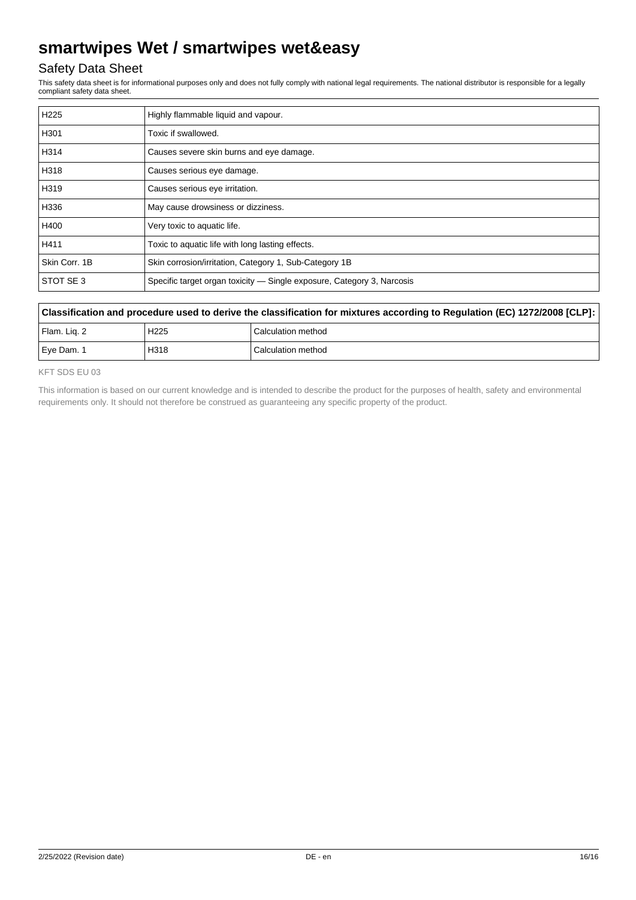| | |
|---|---|
| H225 | Highly flammable liquid and vapour. |
| H301 | Toxic if swallowed. |
| H314 | Causes severe skin burns and eye damage. |
| H318 | Causes serious eye damage. |
| H319 | Causes serious eye irritation. |
| H336 | May cause drowsiness or dizziness. |
| H400 | Very toxic to aquatic life. |
| H411 | Toxic to aquatic life with long lasting effects. |
| Skin Corr. 1B | Skin corrosion/irritation, Category 1, Sub-Category 1B |
| STOT SE 3 | Specific target organ toxicity — Single exposure, Category 3, Narcosis |

| **Classification and procedure used to derive the classification for mixtures according to Regulation (EC) 1272/2008 [CLP]:** | | |
|---|---|---|
| Flam. Liq. 2 | H225 | Calculation method |
| Eye Dam. 1 | H318 | Calculation method |

KFT SDS EU 03

This information is based on our current knowledge and is intended to describe the product for the purposes of health, safety and environmental requirements only. It should not therefore be construed as guaranteeing any specific property of the product.